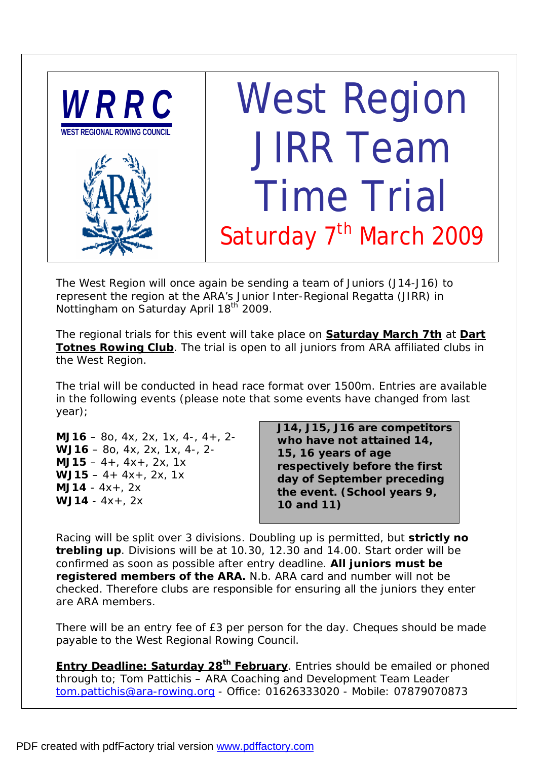**WRRC**

WEST REGIONAL ROWING COUNCIL

# West Region JIRR Team Time Trial

## Saturday 7th March 2009

The West Region will once again be sending a team of Juniors (J14-J16) to represent the region at the ARA's Junior Inter-Regional Regatta (JIRR) in Nottingham on Saturday April 18th 2009.

The regional trials for this event will take place on **Saturday March 7th** at **Dart Totnes Rowing Club**. The trial is open to all juniors from ARA affiliated clubs in the West Region.

The trial will be conducted in head race format over 1500m. Entries are available in the following events (please note that some events have changed from last year);

**MJ16** – 8o, 4x, 2x, 1x, 4-, 4+, 2-
**WJ16** – 8o, 4x, 2x, 1x, 4-, 2-
**MJ15** – 4+, 4x+, 2x, 1x
**WJ15** – 4+ 4x+, 2x, 1x
**MJ14** - 4x+, 2x
**WJ14** - 4x+, 2x

**J14, J15, J16 are competitors who have not attained 14, 15, 16 years of age respectively before the first day of September preceding the event. (School years 9, 10 and 11)**

Racing will be split over 3 divisions. Doubling up is permitted, but **strictly no trebling up**. Divisions will be at 10.30, 12.30 and 14.00. Start order will be confirmed as soon as possible after entry deadline. **All juniors must be registered members of the ARA.** N.b. ARA card and number will not be checked. Therefore clubs are responsible for ensuring all the juniors they enter are ARA members.

There will be an entry fee of £3 per person for the day. Cheques should be made payable to the West Regional Rowing Council.

**Entry Deadline: Saturday 28th February**. Entries should be emailed or phoned through to; Tom Pattichis – ARA Coaching and Development Team Leader tom.pattichis@ara-rowing.org - Office: 01626333020 - Mobile: 07879070873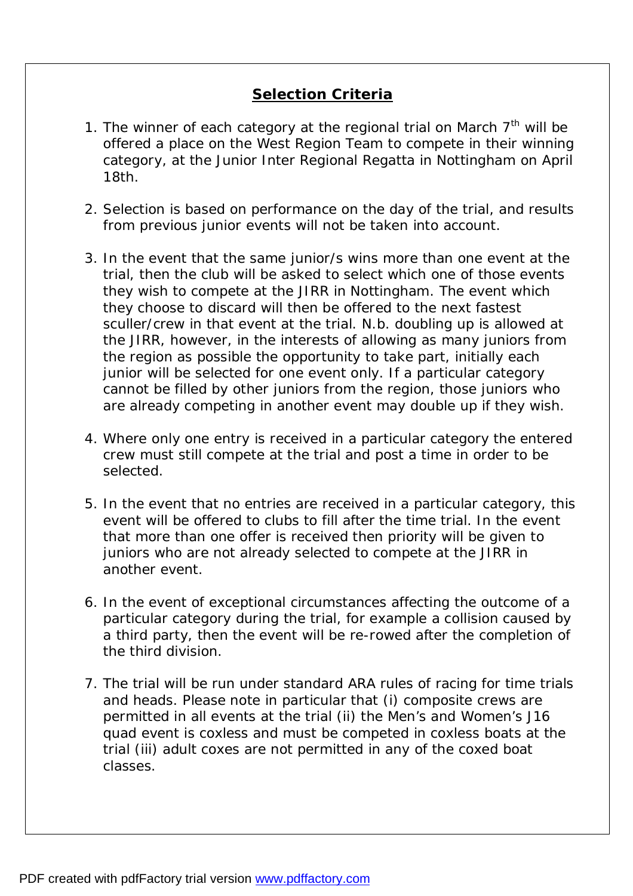## Selection Criteria

1. The winner of each category at the regional trial on March 7th will be offered a place on the West Region Team to compete in their winning category, at the Junior Inter Regional Regatta in Nottingham on April 18th.

2. Selection is based on performance on the day of the trial, and results from previous junior events will not be taken into account.

3. In the event that the same junior/s wins more than one event at the trial, then the club will be asked to select which one of those events they wish to compete at the JIRR in Nottingham. The event which they choose to discard will then be offered to the next fastest sculler/crew in that event at the trial. N.b. doubling up is allowed at the JIRR, however, in the interests of allowing as many juniors from the region as possible the opportunity to take part, initially each junior will be selected for one event only. If a particular category cannot be filled by other juniors from the region, those juniors who are already competing in another event may double up if they wish.

4. Where only one entry is received in a particular category the entered crew must still compete at the trial and post a time in order to be selected.

5. In the event that no entries are received in a particular category, this event will be offered to clubs to fill after the time trial. In the event that more than one offer is received then priority will be given to juniors who are not already selected to compete at the JIRR in another event.

6. In the event of exceptional circumstances affecting the outcome of a particular category during the trial, for example a collision caused by a third party, then the event will be re-rowed after the completion of the third division.

7. The trial will be run under standard ARA rules of racing for time trials and heads. Please note in particular that (i) composite crews are permitted in all events at the trial (ii) the Men's and Women's J16 quad event is coxless and must be competed in coxless boats at the trial (iii) adult coxes are not permitted in any of the coxed boat classes.